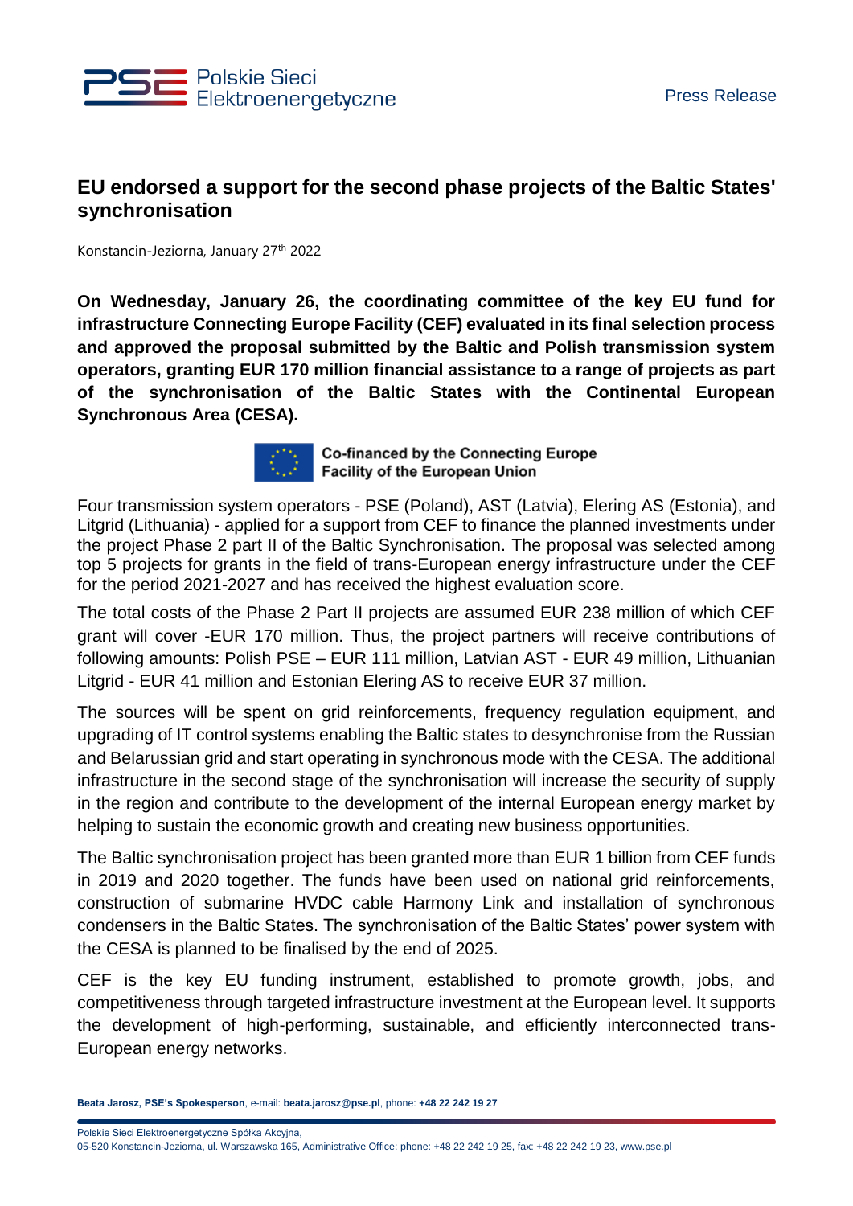Press Release

# EU endorsed a support for the second phase projects of the Baltic States' synchronisation

Konstancin-Jeziorna, January 27th 2022

**On Wednesday, January 26, the coordinating committee of the key EU fund for infrastructure Connecting Europe Facility (CEF) evaluated in its final selection process and approved the proposal submitted by the Baltic and Polish transmission system operators, granting EUR 170 million financial assistance to a range of projects as part of the synchronisation of the Baltic States with the Continental European Synchronous Area (CESA).**

Co-financed by the Connecting Europe Facility of the European Union

Four transmission system operators - PSE (Poland), AST (Latvia), Elering AS (Estonia), and Litgrid (Lithuania) - applied for a support from CEF to finance the planned investments under the project Phase 2 part II of the Baltic Synchronisation. The proposal was selected among top 5 projects for grants in the field of trans-European energy infrastructure under the CEF for the period 2021-2027 and has received the highest evaluation score.

The total costs of the Phase 2 Part II projects are assumed EUR 238 million of which CEF grant will cover -EUR 170 million. Thus, the project partners will receive contributions of following amounts: Polish PSE – EUR 111 million, Latvian AST - EUR 49 million, Lithuanian Litgrid - EUR 41 million and Estonian Elering AS to receive EUR 37 million.

The sources will be spent on grid reinforcements, frequency regulation equipment, and upgrading of IT control systems enabling the Baltic states to desynchronise from the Russian and Belarussian grid and start operating in synchronous mode with the CESA. The additional infrastructure in the second stage of the synchronisation will increase the security of supply in the region and contribute to the development of the internal European energy market by helping to sustain the economic growth and creating new business opportunities.

The Baltic synchronisation project has been granted more than EUR 1 billion from CEF funds in 2019 and 2020 together. The funds have been used on national grid reinforcements, construction of submarine HVDC cable Harmony Link and installation of synchronous condensers in the Baltic States. The synchronisation of the Baltic States' power system with the CESA is planned to be finalised by the end of 2025.

CEF is the key EU funding instrument, established to promote growth, jobs, and competitiveness through targeted infrastructure investment at the European level. It supports the development of high-performing, sustainable, and efficiently interconnected trans-European energy networks.

**Beata Jarosz, PSE's Spokesperson**, e-mail: **beata.jarosz@pse.pl**, phone: **+48 22 242 19 27**

Polskie Sieci Elektroenergetyczne Spółka Akcyjna,
05-520 Konstancin-Jeziorna, ul. Warszawska 165, Administrative Office: phone: +48 22 242 19 25, fax: +48 22 242 19 23, www.pse.pl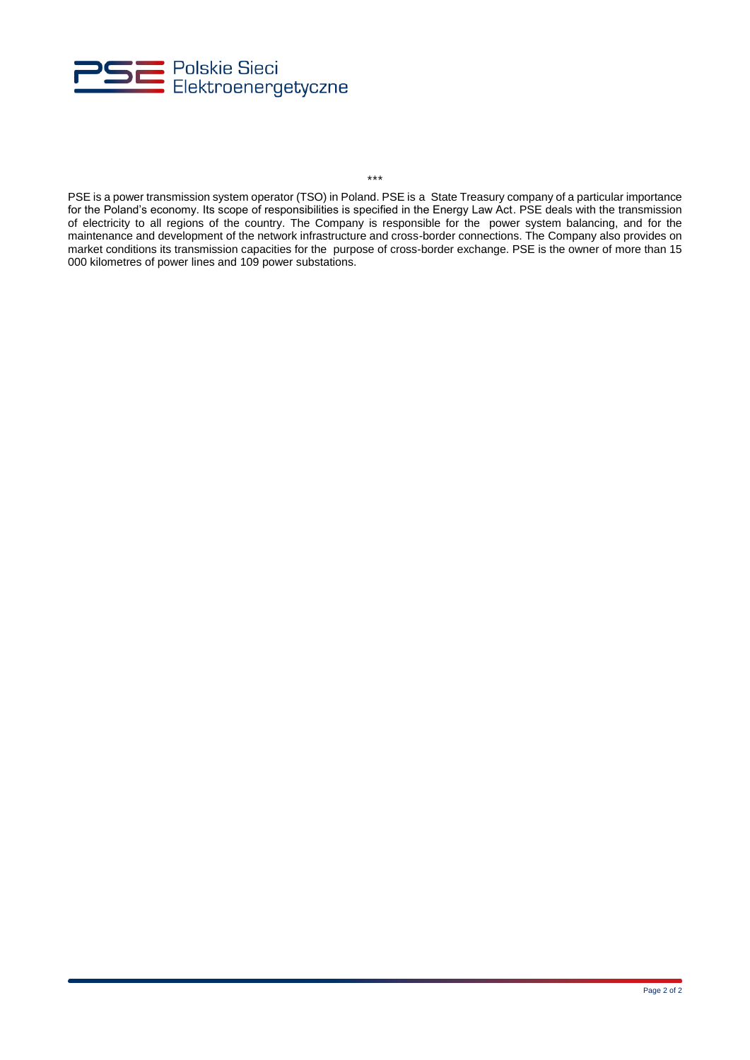\*\*\*

PSE is a power transmission system operator (TSO) in Poland. PSE is a State Treasury company of a particular importance for the Poland's economy. Its scope of responsibilities is specified in the Energy Law Act. PSE deals with the transmission of electricity to all regions of the country. The Company is responsible for the power system balancing, and for the maintenance and development of the network infrastructure and cross-border connections. The Company also provides on market conditions its transmission capacities for the purpose of cross-border exchange. PSE is the owner of more than 15 000 kilometres of power lines and 109 power substations.